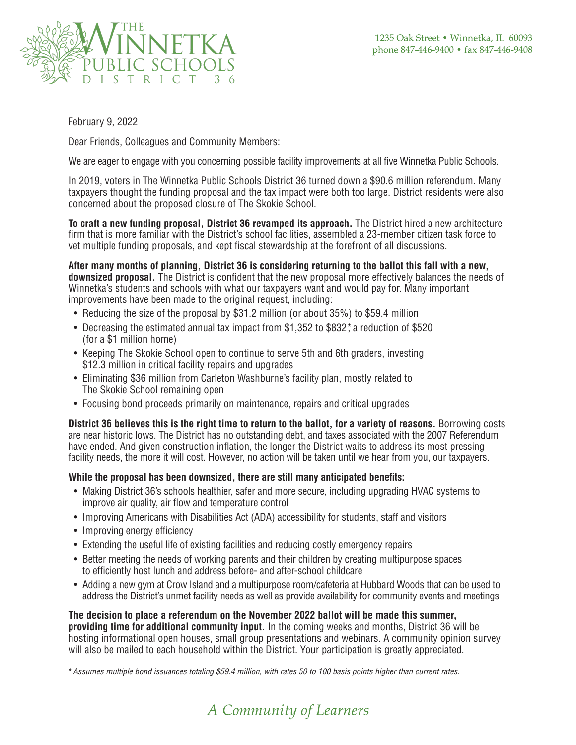The Winnetka Public Schools District 36

1235 Oak Street • Winnetka, IL 60093
phone 847-446-9400 • fax 847-446-9408

February 9, 2022

Dear Friends, Colleagues and Community Members:

We are eager to engage with you concerning possible facility improvements at all five Winnetka Public Schools.

In 2019, voters in The Winnetka Public Schools District 36 turned down a $90.6 million referendum. Many taxpayers thought the funding proposal and the tax impact were both too large. District residents were also concerned about the proposed closure of The Skokie School.

**To craft a new funding proposal, District 36 revamped its approach.** The District hired a new architecture firm that is more familiar with the District's school facilities, assembled a 23-member citizen task force to vet multiple funding proposals, and kept fiscal stewardship at the forefront of all discussions.

**After many months of planning, District 36 is considering returning to the ballot this fall with a new, downsized proposal.** The District is confident that the new proposal more effectively balances the needs of Winnetka's students and schools with what our taxpayers want and would pay for. Many important improvements have been made to the original request, including:

- Reducing the size of the proposal by $31.2 million (or about 35%) to $59.4 million
- Decreasing the estimated annual tax impact from $1,352 to $832*, a reduction of $520 (for a $1 million home)
- Keeping The Skokie School open to continue to serve 5th and 6th graders, investing $12.3 million in critical facility repairs and upgrades
- Eliminating $36 million from Carleton Washburne's facility plan, mostly related to The Skokie School remaining open
- Focusing bond proceeds primarily on maintenance, repairs and critical upgrades

**District 36 believes this is the right time to return to the ballot, for a variety of reasons.** Borrowing costs are near historic lows. The District has no outstanding debt, and taxes associated with the 2007 Referendum have ended. And given construction inflation, the longer the District waits to address its most pressing facility needs, the more it will cost. However, no action will be taken until we hear from you, our taxpayers.

**While the proposal has been downsized, there are still many anticipated benefits:**

- Making District 36's schools healthier, safer and more secure, including upgrading HVAC systems to improve air quality, air flow and temperature control
- Improving Americans with Disabilities Act (ADA) accessibility for students, staff and visitors
- Improving energy efficiency
- Extending the useful life of existing facilities and reducing costly emergency repairs
- Better meeting the needs of working parents and their children by creating multipurpose spaces to efficiently host lunch and address before- and after-school childcare
- Adding a new gym at Crow Island and a multipurpose room/cafeteria at Hubbard Woods that can be used to address the District's unmet facility needs as well as provide availability for community events and meetings

**The decision to place a referendum on the November 2022 ballot will be made this summer, providing time for additional community input.** In the coming weeks and months, District 36 will be hosting informational open houses, small group presentations and webinars. A community opinion survey will also be mailed to each household within the District. Your participation is greatly appreciated.

*\* Assumes multiple bond issuances totaling $59.4 million, with rates 50 to 100 basis points higher than current rates.*

*A Community of Learners*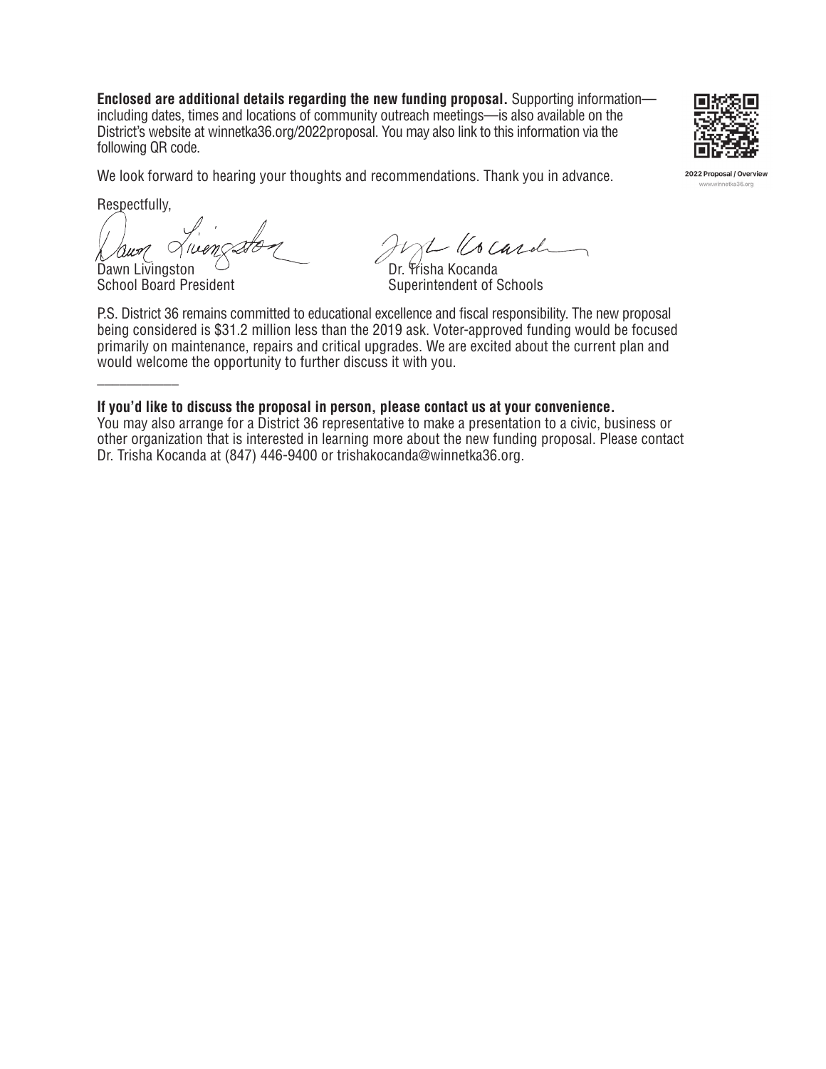**Enclosed are additional details regarding the new funding proposal.** Supporting information—including dates, times and locations of community outreach meetings—is also available on the District's website at winnetka36.org/2022proposal. You may also link to this information via the following QR code.

2022 Proposal / Overview
www.winnetka36.org

We look forward to hearing your thoughts and recommendations. Thank you in advance.

Respectfully,

Dawn Livingston
School Board President

Dr. Trisha Kocanda
Superintendent of Schools

P.S. District 36 remains committed to educational excellence and fiscal responsibility. The new proposal being considered is $31.2 million less than the 2019 ask. Voter-approved funding would be focused primarily on maintenance, repairs and critical upgrades. We are excited about the current plan and would welcome the opportunity to further discuss it with you.

---

**If you'd like to discuss the proposal in person, please contact us at your convenience.**
You may also arrange for a District 36 representative to make a presentation to a civic, business or other organization that is interested in learning more about the new funding proposal. Please contact Dr. Trisha Kocanda at (847) 446-9400 or trishakocanda@winnetka36.org.